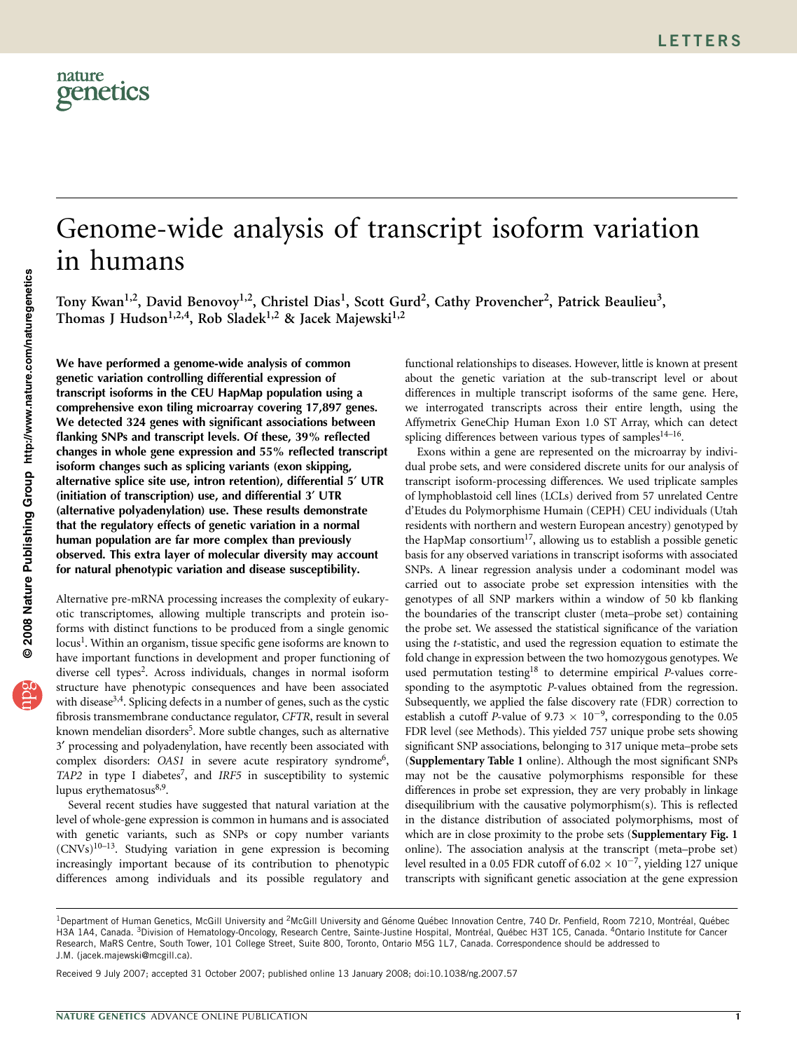# Genome-wide analysis of transcript isoform variation in humans

Tony Kwan[1,2], David Benovoy[1,2], Christel Dias[1], Scott Gurd[2], Cathy Provencher[2], Patrick Beaulieu[3], Thomas J Hudson[1,2,4], Rob Sladek[1,2] & Jacek Majewski[1,2]

**We have performed a genome-wide analysis of common genetic variation controlling differential expression of transcript isoforms in the CEU HapMap population using a comprehensive exon tiling microarray covering 17,897 genes. We detected 324 genes with significant associations between flanking SNPs and transcript levels. Of these, 39% reflected changes in whole gene expression and 55% reflected transcript isoform changes such as splicing variants (exon skipping, alternative splice site use, intron retention), differential 5′ UTR (initiation of transcription) use, and differential 3′ UTR (alternative polyadenylation) use. These results demonstrate that the regulatory effects of genetic variation in a normal human population are far more complex than previously observed. This extra layer of molecular diversity may account for natural phenotypic variation and disease susceptibility.**

Alternative pre-mRNA processing increases the complexity of eukaryotic transcriptomes, allowing multiple transcripts and protein isoforms with distinct functions to be produced from a single genomic locus[1]. Within an organism, tissue specific gene isoforms are known to have important functions in development and proper functioning of diverse cell types[2]. Across individuals, changes in normal isoform structure have phenotypic consequences and have been associated with disease[3,4]. Splicing defects in a number of genes, such as the cystic fibrosis transmembrane conductance regulator, *CFTR*, result in several known mendelian disorders[5]. More subtle changes, such as alternative 3′ processing and polyadenylation, have recently been associated with complex disorders: *OAS1* in severe acute respiratory syndrome[6], *TAP2* in type I diabetes[7], and *IRF5* in susceptibility to systemic lupus erythematosus[8,9].

Several recent studies have suggested that natural variation at the level of whole-gene expression is common in humans and is associated with genetic variants, such as SNPs or copy number variants (CNVs)[10–13]. Studying variation in gene expression is becoming increasingly important because of its contribution to phenotypic differences among individuals and its possible regulatory and functional relationships to diseases. However, little is known at present about the genetic variation at the sub-transcript level or about differences in multiple transcript isoforms of the same gene. Here, we interrogated transcripts across their entire length, using the Affymetrix GeneChip Human Exon 1.0 ST Array, which can detect splicing differences between various types of samples[14–16].

Exons within a gene are represented on the microarray by individual probe sets, and were considered discrete units for our analysis of transcript isoform-processing differences. We used triplicate samples of lymphoblastoid cell lines (LCLs) derived from 57 unrelated Centre d'Etudes du Polymorphisme Humain (CEPH) CEU individuals (Utah residents with northern and western European ancestry) genotyped by the HapMap consortium[17], allowing us to establish a possible genetic basis for any observed variations in transcript isoforms with associated SNPs. A linear regression analysis under a codominant model was carried out to associate probe set expression intensities with the genotypes of all SNP markers within a window of 50 kb flanking the boundaries of the transcript cluster (meta–probe set) containing the probe set. We assessed the statistical significance of the variation using the *t*-statistic, and used the regression equation to estimate the fold change in expression between the two homozygous genotypes. We used permutation testing[18] to determine empirical *P*-values corresponding to the asymptotic *P*-values obtained from the regression. Subsequently, we applied the false discovery rate (FDR) correction to establish a cutoff *P*-value of $9.73 \times 10^{-9}$, corresponding to the 0.05 FDR level (see Methods). This yielded 757 unique probe sets showing significant SNP associations, belonging to 317 unique meta–probe sets (**Supplementary Table 1** online). Although the most significant SNPs may not be the causative polymorphisms responsible for these differences in probe set expression, they are very probably in linkage disequilibrium with the causative polymorphism(s). This is reflected in the distance distribution of associated polymorphisms, most of which are in close proximity to the probe sets (**Supplementary Fig. 1** online). The association analysis at the transcript (meta–probe set) level resulted in a 0.05 FDR cutoff of $6.02 \times 10^{-7}$, yielding 127 unique transcripts with significant genetic association at the gene expression

[1]Department of Human Genetics, McGill University and [2]McGill University and Génome Québec Innovation Centre, 740 Dr. Penfield, Room 7210, Montréal, Québec H3A 1A4, Canada. [3]Division of Hematology-Oncology, Research Centre, Sainte-Justine Hospital, Montréal, Québec H3T 1C5, Canada. [4]Ontario Institute for Cancer Research, MaRS Centre, South Tower, 101 College Street, Suite 800, Toronto, Ontario M5G 1L7, Canada. Correspondence should be addressed to J.M. (jacek.majewski@mcgill.ca).

Received 9 July 2007; accepted 31 October 2007; published online 13 January 2008; doi:10.1038/ng.2007.57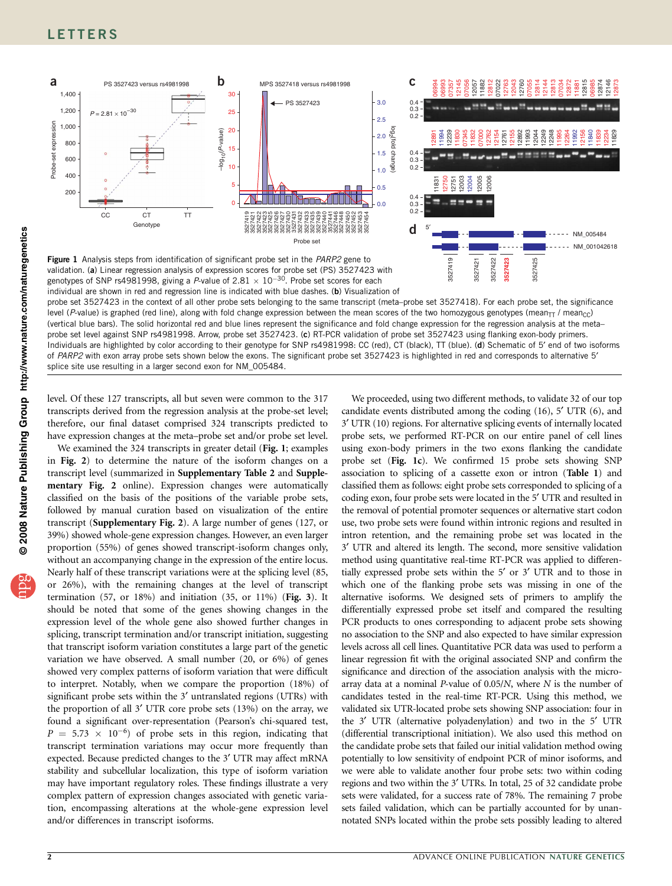**Figure 1** Analysis steps from identification of significant probe set in the *PARP2* gene to validation. (**a**) Linear regression analysis of expression scores for probe set (PS) 3527423 with genotypes of SNP rs4981998, giving a *P*-value of $2.81 \times 10^{-30}$. Probe set scores for each individual are shown in red and regression line is indicated with blue dashes. (**b**) Visualization of probe set 3527423 in the context of all other probe sets belonging to the same transcript (meta–probe set 3527418). For each probe set, the significance level (*P*-value) is graphed (red line), along with fold change expression between the mean scores of the two homozygous genotypes ($\text{mean}_{TT}$ / $\text{mean}_{CC}$) (vertical blue bars). The solid horizontal red and blue lines represent the significance and fold change expression for the regression analysis at the meta–probe set level against SNP rs4981998. Arrow, probe set 3527423. (**c**) RT-PCR validation of probe set 3527423 using flanking exon-body primers. Individuals are highlighted by color according to their genotype for SNP rs4981998: CC (red), CT (black), TT (blue). (**d**) Schematic of 5′ end of two isoforms of *PARP2* with exon array probe sets shown below the exons. The significant probe set 3527423 is highlighted in red and corresponds to alternative 5′ splice site use resulting in a larger second exon for NM_005484.

level. Of these 127 transcripts, all but seven were common to the 317 transcripts derived from the regression analysis at the probe-set level; therefore, our final dataset comprised 324 transcripts predicted to have expression changes at the meta–probe set and/or probe set level.

We examined the 324 transcripts in greater detail (**Fig. 1**; examples in **Fig. 2**) to determine the nature of the isoform changes on a transcript level (summarized in **Supplementary Table 2** and **Supplementary Fig. 2** online). Expression changes were automatically classified on the basis of the positions of the variable probe sets, followed by manual curation based on visualization of the entire transcript (**Supplementary Fig. 2**). A large number of genes (127, or 39%) showed whole-gene expression changes. However, an even larger proportion (55%) of genes showed transcript-isoform changes only, without an accompanying change in the expression of the entire locus. Nearly half of these transcript variations were at the splicing level (85, or 26%), with the remaining changes at the level of transcript termination (57, or 18%) and initiation (35, or 11%) (**Fig. 3**). It should be noted that some of the genes showing changes in the expression level of the whole gene also showed further changes in splicing, transcript termination and/or transcript initiation, suggesting that transcript isoform variation constitutes a large part of the genetic variation we have observed. A small number (20, or 6%) of genes showed very complex patterns of isoform variation that were difficult to interpret. Notably, when we compare the proportion (18%) of significant probe sets within the 3′ untranslated regions (UTRs) with the proportion of all 3′ UTR core probe sets (13%) on the array, we found a significant over-representation (Pearson's chi-squared test, $P = 5.73 \times 10^{-6}$) of probe sets in this region, indicating that transcript termination variations may occur more frequently than expected. Because predicted changes to the 3′ UTR may affect mRNA stability and subcellular localization, this type of isoform variation may have important regulatory roles. These findings illustrate a very complex pattern of expression changes associated with genetic variation, encompassing alterations at the whole-gene expression level and/or differences in transcript isoforms.

We proceeded, using two different methods, to validate 32 of our top candidate events distributed among the coding (16), 5′ UTR (6), and 3′ UTR (10) regions. For alternative splicing events of internally located probe sets, we performed RT-PCR on our entire panel of cell lines using exon-body primers in the two exons flanking the candidate probe set (**Fig. 1c**). We confirmed 15 probe sets showing SNP association to splicing of a cassette exon or intron (**Table 1**) and classified them as follows: eight probe sets corresponded to splicing of a coding exon, four probe sets were located in the 5′ UTR and resulted in the removal of potential promoter sequences or alternative start codon use, two probe sets were found within intronic regions and resulted in intron retention, and the remaining probe set was located in the 3′ UTR and altered its length. The second, more sensitive validation method using quantitative real-time RT-PCR was applied to differentially expressed probe sets within the 5′ or 3′ UTR and to those in which one of the flanking probe sets was missing in one of the alternative isoforms. We designed sets of primers to amplify the differentially expressed probe set itself and compared the resulting PCR products to ones corresponding to adjacent probe sets showing no association to the SNP and also expected to have similar expression levels across all cell lines. Quantitative PCR data was used to perform a linear regression fit with the original associated SNP and confirm the significance and direction of the association analysis with the microarray data at a nominal *P*-value of $0.05/N$, where $N$ is the number of candidates tested in the real-time RT-PCR. Using this method, we validated six UTR-located probe sets showing SNP association: four in the 3′ UTR (alternative polyadenylation) and two in the 5′ UTR (differential transcriptional initiation). We also used this method on the candidate probe sets that failed our initial validation method owing potentially to low sensitivity of endpoint PCR of minor isoforms, and we were able to validate another four probe sets: two within coding regions and two within the 3′ UTRs. In total, 25 of 32 candidate probe sets were validated, for a success rate of 78%. The remaining 7 probe sets failed validation, which can be partially accounted for by unannotated SNPs located within the probe sets possibly leading to altered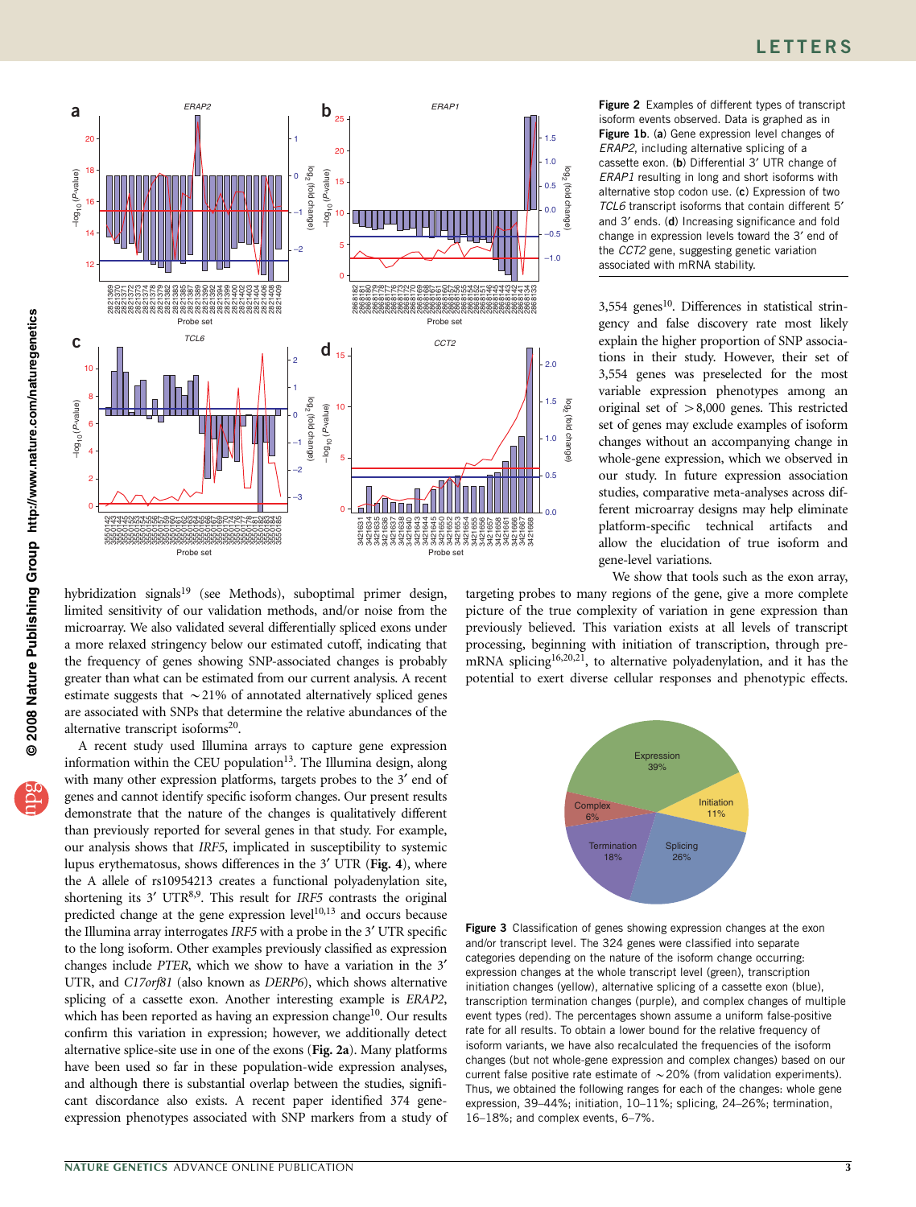**Figure 2** Examples of different types of transcript isoform events observed. Data is graphed as in **Figure 1b**. (**a**) Gene expression level changes of *ERAP2*, including alternative splicing of a cassette exon. (**b**) Differential 3′ UTR change of *ERAP1* resulting in long and short isoforms with alternative stop codon use. (**c**) Expression of two *TCL6* transcript isoforms that contain different 5′ and 3′ ends. (**d**) Increasing significance and fold change in expression levels toward the 3′ end of the *CCT2* gene, suggesting genetic variation associated with mRNA stability.

hybridization signals[19] (see Methods), suboptimal primer design, limited sensitivity of our validation methods, and/or noise from the microarray. We also validated several differentially spliced exons under a more relaxed stringency below our estimated cutoff, indicating that the frequency of genes showing SNP-associated changes is probably greater than what can be estimated from our current analysis. A recent estimate suggests that ~21% of annotated alternatively spliced genes are associated with SNPs that determine the relative abundances of the alternative transcript isoforms[20].

A recent study used Illumina arrays to capture gene expression information within the CEU population[13]. The Illumina design, along with many other expression platforms, targets probes to the 3′ end of genes and cannot identify specific isoform changes. Our present results demonstrate that the nature of the changes is qualitatively different than previously reported for several genes in that study. For example, our analysis shows that *IRF5*, implicated in susceptibility to systemic lupus erythematosus, shows differences in the 3′ UTR (**Fig. 4**), where the A allele of rs10954213 creates a functional polyadenylation site, shortening its 3′ UTR[8,9]. This result for *IRF5* contrasts the original predicted change at the gene expression level[10,13] and occurs because the Illumina array interrogates *IRF5* with a probe in the 3′ UTR specific to the long isoform. Other examples previously classified as expression changes include *PTER*, which we show to have a variation in the 3′ UTR, and *C17orf81* (also known as *DERP6*), which shows alternative splicing of a cassette exon. Another interesting example is *ERAP2*, which has been reported as having an expression change[10]. Our results confirm this variation in expression; however, we additionally detect alternative splice-site use in one of the exons (**Fig. 2a**). Many platforms have been used so far in these population-wide expression analyses, and although there is substantial overlap between the studies, significant discordance also exists. A recent paper identified 374 gene-expression phenotypes associated with SNP markers from a study of 3,554 genes[10]. Differences in statistical stringency and false discovery rate most likely explain the higher proportion of SNP associations in their study. However, their set of 3,554 genes was preselected for the most variable expression phenotypes among an original set of >8,000 genes. This restricted set of genes may exclude examples of isoform changes without an accompanying change in whole-gene expression, which we observed in our study. In future expression association studies, comparative meta-analyses across different microarray designs may help eliminate platform-specific technical artifacts and allow the elucidation of true isoform and gene-level variations.

We show that tools such as the exon array, targeting probes to many regions of the gene, give a more complete picture of the true complexity of variation in gene expression than previously believed. This variation exists at all levels of transcript processing, beginning with initiation of transcription, through pre-mRNA splicing[16,20,21], to alternative polyadenylation, and it has the potential to exert diverse cellular responses and phenotypic effects.

**Figure 3** Classification of genes showing expression changes at the exon and/or transcript level. The 324 genes were classified into separate categories depending on the nature of the isoform change occurring: expression changes at the whole transcript level (green), transcription initiation changes (yellow), alternative splicing of a cassette exon (blue), transcription termination changes (purple), and complex changes of multiple event types (red). The percentages shown assume a uniform false-positive rate for all results. To obtain a lower bound for the relative frequency of isoform variants, we have also recalculated the frequencies of the isoform changes (but not whole-gene expression and complex changes) based on our current false positive rate estimate of ~20% (from validation experiments). Thus, we obtained the following ranges for each of the changes: whole gene expression, 39–44%; initiation, 10–11%; splicing, 24–26%; termination, 16–18%; and complex events, 6–7%.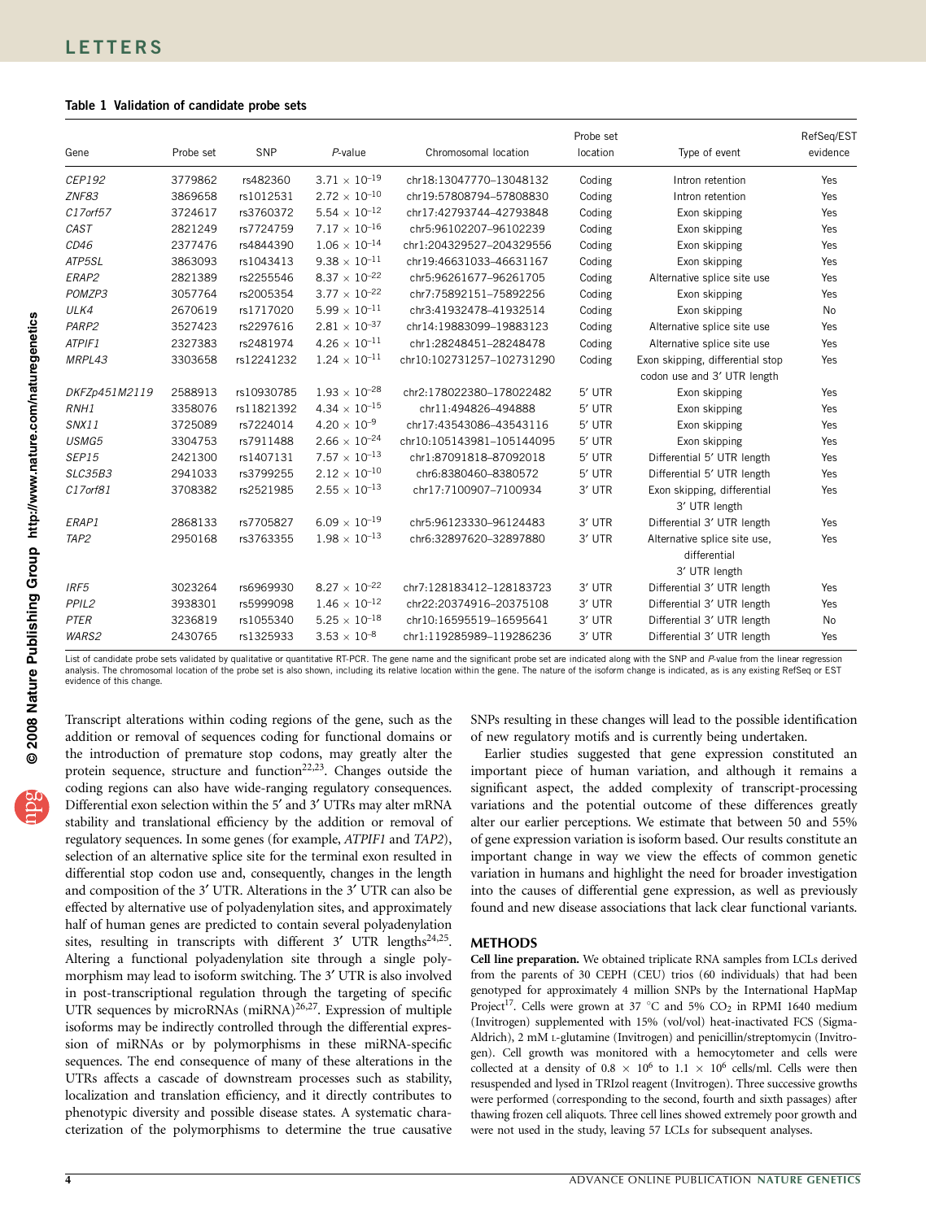**Table 1 Validation of candidate probe sets**

| Gene | Probe set | SNP | *P*-value | Chromosomal location | Probe set location | Type of event | RefSeq/EST evidence |
|---|---|---|---|---|---|---|---|
| *CEP192* | 3779862 | rs482360 | $3.71 \times 10^{-19}$ | chr18:13047770–13048132 | Coding | Intron retention | Yes |
| *ZNF83* | 3869658 | rs1012531 | $2.72 \times 10^{-10}$ | chr19:57808794–57808830 | Coding | Intron retention | Yes |
| *C17orf57* | 3724617 | rs3760372 | $5.54 \times 10^{-12}$ | chr17:42793744–42793848 | Coding | Exon skipping | Yes |
| *CAST* | 2821249 | rs7724759 | $7.17 \times 10^{-16}$ | chr5:96102207–96102239 | Coding | Exon skipping | Yes |
| *CD46* | 2377476 | rs4844390 | $1.06 \times 10^{-14}$ | chr1:204329527–204329556 | Coding | Exon skipping | Yes |
| *ATP5SL* | 3863093 | rs1043413 | $9.38 \times 10^{-11}$ | chr19:46631033–46631167 | Coding | Exon skipping | Yes |
| *ERAP2* | 2821389 | rs2255546 | $8.37 \times 10^{-22}$ | chr5:96261677–96261705 | Coding | Alternative splice site use | Yes |
| *POMZP3* | 3057764 | rs2005354 | $3.77 \times 10^{-22}$ | chr7:75892151–75892256 | Coding | Exon skipping | Yes |
| *ULK4* | 2670619 | rs1717020 | $5.99 \times 10^{-11}$ | chr3:41932478–41932514 | Coding | Exon skipping | No |
| *PARP2* | 3527423 | rs2297616 | $2.81 \times 10^{-37}$ | chr14:19883099–19883123 | Coding | Alternative splice site use | Yes |
| *ATPIF1* | 2327383 | rs2481974 | $4.26 \times 10^{-11}$ | chr1:28248451–28248478 | Coding | Alternative splice site use | Yes |
| *MRPL43* | 3303658 | rs12241232 | $1.24 \times 10^{-11}$ | chr10:102731257–102731290 | Coding | Exon skipping, differential stop codon use and 3′ UTR length | Yes |
| *DKFZp451M2119* | 2588913 | rs10930785 | $1.93 \times 10^{-28}$ | chr2:178022380–178022482 | 5′ UTR | Exon skipping | Yes |
| *RNH1* | 3358076 | rs11821392 | $4.34 \times 10^{-15}$ | chr11:494826–494888 | 5′ UTR | Exon skipping | Yes |
| *SNX11* | 3725089 | rs7224014 | $4.20 \times 10^{-9}$ | chr17:43543086–43543116 | 5′ UTR | Exon skipping | Yes |
| *USMG5* | 3304753 | rs7911488 | $2.66 \times 10^{-24}$ | chr10:105143981–105144095 | 5′ UTR | Exon skipping | Yes |
| *SEP15* | 2421300 | rs1407131 | $7.57 \times 10^{-13}$ | chr1:87091818–87092018 | 5′ UTR | Differential 5′ UTR length | Yes |
| *SLC35B3* | 2941033 | rs3799255 | $2.12 \times 10^{-10}$ | chr6:8380460–8380572 | 5′ UTR | Differential 5′ UTR length | Yes |
| *C17orf81* | 3708382 | rs2521985 | $2.55 \times 10^{-13}$ | chr17:7100907–7100934 | 3′ UTR | Exon skipping, differential 3′ UTR length | Yes |
| *ERAP1* | 2868133 | rs7705827 | $6.09 \times 10^{-19}$ | chr5:96123330–96124483 | 3′ UTR | Differential 3′ UTR length | Yes |
| *TAP2* | 2950168 | rs3763355 | $1.98 \times 10^{-13}$ | chr6:32897620–32897880 | 3′ UTR | Alternative splice site use, differential 3′ UTR length | Yes |
| *IRF5* | 3023264 | rs6969930 | $8.27 \times 10^{-22}$ | chr7:128183412–128183723 | 3′ UTR | Differential 3′ UTR length | Yes |
| *PPIL2* | 3938301 | rs5999098 | $1.46 \times 10^{-12}$ | chr22:20374916–20375108 | 3′ UTR | Differential 3′ UTR length | Yes |
| *PTER* | 3236819 | rs1055340 | $5.25 \times 10^{-18}$ | chr10:16595519–16595641 | 3′ UTR | Differential 3′ UTR length | No |
| *WARS2* | 2430765 | rs1325933 | $3.53 \times 10^{-8}$ | chr1:119285989–119286236 | 3′ UTR | Differential 3′ UTR length | Yes |

List of candidate probe sets validated by qualitative or quantitative RT-PCR. The gene name and the significant probe set are indicated along with the SNP and *P*-value from the linear regression analysis. The chromosomal location of the probe set is also shown, including its relative location within the gene. The nature of the isoform change is indicated, as is any existing RefSeq or EST evidence of this change.

Transcript alterations within coding regions of the gene, such as the addition or removal of sequences coding for functional domains or the introduction of premature stop codons, may greatly alter the protein sequence, structure and function[22,23]. Changes outside the coding regions can also have wide-ranging regulatory consequences. Differential exon selection within the 5′ and 3′ UTRs may alter mRNA stability and translational efficiency by the addition or removal of regulatory sequences. In some genes (for example, *ATPIF1* and *TAP2*), selection of an alternative splice site for the terminal exon resulted in differential stop codon use and, consequently, changes in the length and composition of the 3′ UTR. Alterations in the 3′ UTR can also be effected by alternative use of polyadenylation sites, and approximately half of human genes are predicted to contain several polyadenylation sites, resulting in transcripts with different 3′ UTR lengths[24,25]. Altering a functional polyadenylation site through a single polymorphism may lead to isoform switching. The 3′ UTR is also involved in post-transcriptional regulation through the targeting of specific UTR sequences by microRNAs (miRNA)[26,27]. Expression of multiple isoforms may be indirectly controlled through the differential expression of miRNAs or by polymorphisms in these miRNA-specific sequences. The end consequence of many of these alterations in the UTRs affects a cascade of downstream processes such as stability, localization and translation efficiency, and it directly contributes to phenotypic diversity and possible disease states. A systematic characterization of the polymorphisms to determine the true causative SNPs resulting in these changes will lead to the possible identification of new regulatory motifs and is currently being undertaken.

Earlier studies suggested that gene expression constituted an important piece of human variation, and although it remains a significant aspect, the added complexity of transcript-processing variations and the potential outcome of these differences greatly alter our earlier perceptions. We estimate that between 50 and 55% of gene expression variation is isoform based. Our results constitute an important change in way we view the effects of common genetic variation in humans and highlight the need for broader investigation into the causes of differential gene expression, as well as previously found and new disease associations that lack clear functional variants.

## METHODS

**Cell line preparation.** We obtained triplicate RNA samples from LCLs derived from the parents of 30 CEPH (CEU) trios (60 individuals) that had been genotyped for approximately 4 million SNPs by the International HapMap Project[17]. Cells were grown at 37 °C and 5% $CO_2$ in RPMI 1640 medium (Invitrogen) supplemented with 15% (vol/vol) heat-inactivated FCS (Sigma-Aldrich), 2 mM L-glutamine (Invitrogen) and penicillin/streptomycin (Invitrogen). Cell growth was monitored with a hemocytometer and cells were collected at a density of $0.8 \times 10^6$ to $1.1 \times 10^6$ cells/ml. Cells were then resuspended and lysed in TRIzol reagent (Invitrogen). Three successive growths were performed (corresponding to the second, fourth and sixth passages) after thawing frozen cell aliquots. Three cell lines showed extremely poor growth and were not used in the study, leaving 57 LCLs for subsequent analyses.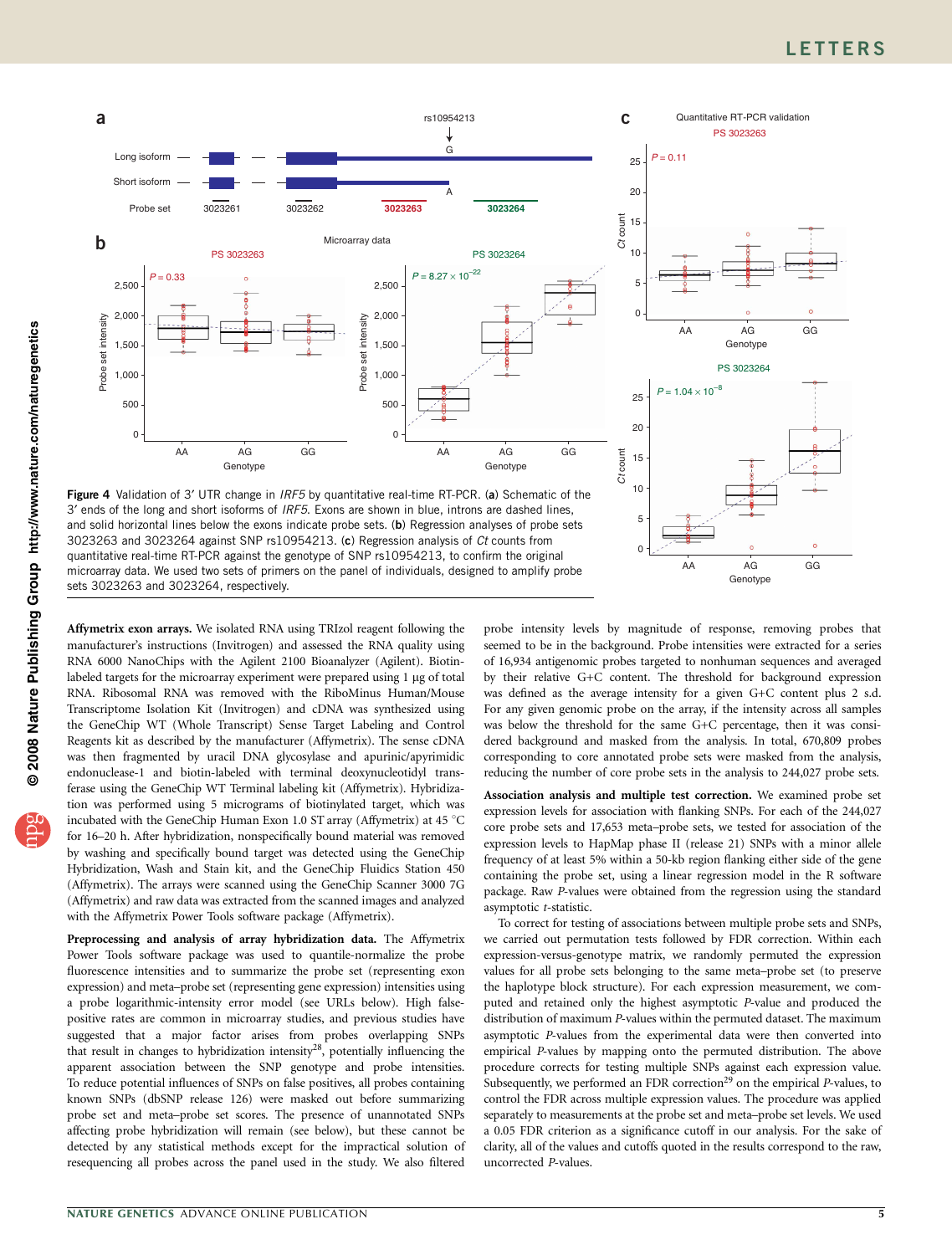Figure 4 Validation of 3′ UTR change in *IRF5* by quantitative real-time RT-PCR. (**a**) Schematic of the 3′ ends of the long and short isoforms of *IRF5*. Exons are shown in blue, introns are dashed lines, and solid horizontal lines below the exons indicate probe sets. (**b**) Regression analyses of probe sets 3023263 and 3023264 against SNP rs10954213. (**c**) Regression analysis of *Ct* counts from quantitative real-time RT-PCR against the genotype of SNP rs10954213, to confirm the original microarray data. We used two sets of primers on the panel of individuals, designed to amplify probe sets 3023263 and 3023264, respectively.

**Affymetrix exon arrays.** We isolated RNA using TRIzol reagent following the manufacturer's instructions (Invitrogen) and assessed the RNA quality using RNA 6000 NanoChips with the Agilent 2100 Bioanalyzer (Agilent). Biotin-labeled targets for the microarray experiment were prepared using 1 µg of total RNA. Ribosomal RNA was removed with the RiboMinus Human/Mouse Transcriptome Isolation Kit (Invitrogen) and cDNA was synthesized using the GeneChip WT (Whole Transcript) Sense Target Labeling and Control Reagents kit as described by the manufacturer (Affymetrix). The sense cDNA was then fragmented by uracil DNA glycosylase and apurinic/apyrimidic endonuclease-1 and biotin-labeled with terminal deoxynucleotidyl transferase using the GeneChip WT Terminal labeling kit (Affymetrix). Hybridization was performed using 5 micrograms of biotinylated target, which was incubated with the GeneChip Human Exon 1.0 ST array (Affymetrix) at 45 °C for 16–20 h. After hybridization, nonspecifically bound material was removed by washing and specifically bound target was detected using the GeneChip Hybridization, Wash and Stain kit, and the GeneChip Fluidics Station 450 (Affymetrix). The arrays were scanned using the GeneChip Scanner 3000 7G (Affymetrix) and raw data was extracted from the scanned images and analyzed with the Affymetrix Power Tools software package (Affymetrix).

**Preprocessing and analysis of array hybridization data.** The Affymetrix Power Tools software package was used to quantile-normalize the probe fluorescence intensities and to summarize the probe set (representing exon expression) and meta–probe set (representing gene expression) intensities using a probe logarithmic-intensity error model (see URLs below). High false-positive rates are common in microarray studies, and previous studies have suggested that a major factor arises from probes overlapping SNPs that result in changes to hybridization intensity[28], potentially influencing the apparent association between the SNP genotype and probe intensities. To reduce potential influences of SNPs on false positives, all probes containing known SNPs (dbSNP release 126) were masked out before summarizing probe set and meta–probe set scores. The presence of unannotated SNPs affecting probe hybridization will remain (see below), but these cannot be detected by any statistical methods except for the impractical solution of resequencing all probes across the panel used in the study. We also filtered probe intensity levels by magnitude of response, removing probes that seemed to be in the background. Probe intensities were extracted for a series of 16,934 antigenomic probes targeted to nonhuman sequences and averaged by their relative G+C content. The threshold for background expression was defined as the average intensity for a given G+C content plus 2 s.d. For any given genomic probe on the array, if the intensity across all samples was below the threshold for the same G+C percentage, then it was considered background and masked from the analysis. In total, 670,809 probes corresponding to core annotated probe sets were masked from the analysis, reducing the number of core probe sets in the analysis to 244,027 probe sets.

**Association analysis and multiple test correction.** We examined probe set expression levels for association with flanking SNPs. For each of the 244,027 core probe sets and 17,653 meta–probe sets, we tested for association of the expression levels to HapMap phase II (release 21) SNPs with a minor allele frequency of at least 5% within a 50-kb region flanking either side of the gene containing the probe set, using a linear regression model in the R software package. Raw *P*-values were obtained from the regression using the standard asymptotic *t*-statistic.

To correct for testing of associations between multiple probe sets and SNPs, we carried out permutation tests followed by FDR correction. Within each expression-versus-genotype matrix, we randomly permuted the expression values for all probe sets belonging to the same meta–probe set (to preserve the haplotype block structure). For each expression measurement, we computed and retained only the highest asymptotic *P*-value and produced the distribution of maximum *P*-values within the permuted dataset. The maximum asymptotic *P*-values from the experimental data were then converted into empirical *P*-values by mapping onto the permuted distribution. The above procedure corrects for testing multiple SNPs against each expression value. Subsequently, we performed an FDR correction[29] on the empirical *P*-values, to control the FDR across multiple expression values. The procedure was applied separately to measurements at the probe set and meta–probe set levels. We used a 0.05 FDR criterion as a significance cutoff in our analysis. For the sake of clarity, all of the values and cutoffs quoted in the results correspond to the raw, uncorrected *P*-values.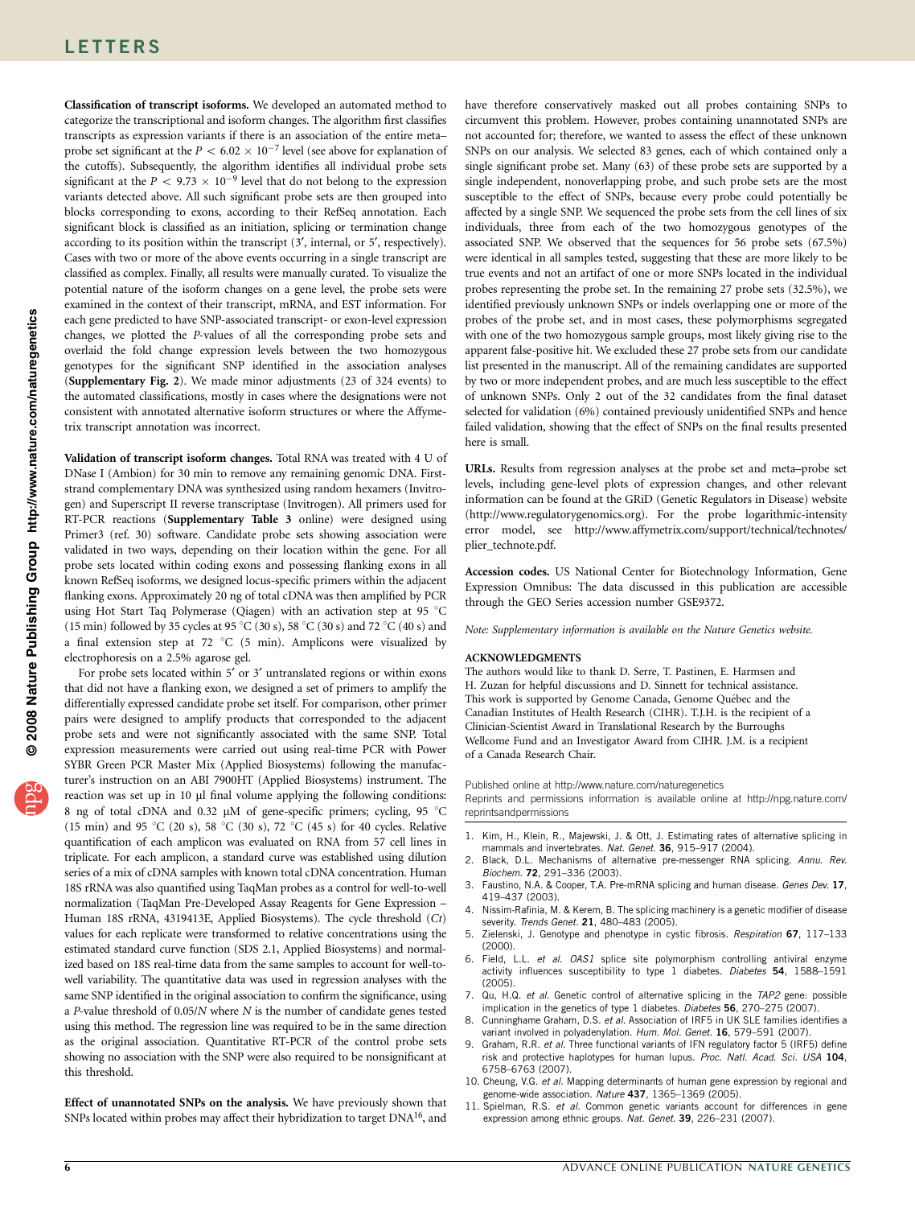**Classification of transcript isoforms.** We developed an automated method to categorize the transcriptional and isoform changes. The algorithm first classifies transcripts as expression variants if there is an association of the entire meta–probe set significant at the $P < 6.02 \times 10^{-7}$ level (see above for explanation of the cutoffs). Subsequently, the algorithm identifies all individual probe sets significant at the $P < 9.73 \times 10^{-9}$ level that do not belong to the expression variants detected above. All such significant probe sets are then grouped into blocks corresponding to exons, according to their RefSeq annotation. Each significant block is classified as an initiation, splicing or termination change according to its position within the transcript (3′, internal, or 5′, respectively). Cases with two or more of the above events occurring in a single transcript are classified as complex. Finally, all results were manually curated. To visualize the potential nature of the isoform changes on a gene level, the probe sets were examined in the context of their transcript, mRNA, and EST information. For each gene predicted to have SNP-associated transcript- or exon-level expression changes, we plotted the *P*-values of all the corresponding probe sets and overlaid the fold change expression levels between the two homozygous genotypes for the significant SNP identified in the association analyses (**Supplementary Fig. 2**). We made minor adjustments (23 of 324 events) to the automated classifications, mostly in cases where the designations were not consistent with annotated alternative isoform structures or where the Affymetrix transcript annotation was incorrect.

**Validation of transcript isoform changes.** Total RNA was treated with 4 U of DNase I (Ambion) for 30 min to remove any remaining genomic DNA. First-strand complementary DNA was synthesized using random hexamers (Invitrogen) and Superscript II reverse transcriptase (Invitrogen). All primers used for RT-PCR reactions (**Supplementary Table 3** online) were designed using Primer3 (ref. 30) software. Candidate probe sets showing association were validated in two ways, depending on their location within the gene. For all probe sets located within coding exons and possessing flanking exons in all known RefSeq isoforms, we designed locus-specific primers within the adjacent flanking exons. Approximately 20 ng of total cDNA was then amplified by PCR using Hot Start Taq Polymerase (Qiagen) with an activation step at 95 °C (15 min) followed by 35 cycles at 95 °C (30 s), 58 °C (30 s) and 72 °C (40 s) and a final extension step at 72 °C (5 min). Amplicons were visualized by electrophoresis on a 2.5% agarose gel.

For probe sets located within 5′ or 3′ untranslated regions or within exons that did not have a flanking exon, we designed a set of primers to amplify the differentially expressed candidate probe set itself. For comparison, other primer pairs were designed to amplify products that corresponded to the adjacent probe sets and were not significantly associated with the same SNP. Total expression measurements were carried out using real-time PCR with Power SYBR Green PCR Master Mix (Applied Biosystems) following the manufacturer's instruction on an ABI 7900HT (Applied Biosystems) instrument. The reaction was set up in 10 µl final volume applying the following conditions: 8 ng of total cDNA and 0.32 µM of gene-specific primers; cycling, 95 °C (15 min) and 95 °C (20 s), 58 °C (30 s), 72 °C (45 s) for 40 cycles. Relative quantification of each amplicon was evaluated on RNA from 57 cell lines in triplicate. For each amplicon, a standard curve was established using dilution series of a mix of cDNA samples with known total cDNA concentration. Human 18S rRNA was also quantified using TaqMan probes as a control for well-to-well normalization (TaqMan Pre-Developed Assay Reagents for Gene Expression – Human 18S rRNA, 4319413E, Applied Biosystems). The cycle threshold (*Ct*) values for each replicate were transformed to relative concentrations using the estimated standard curve function (SDS 2.1, Applied Biosystems) and normalized based on 18S real-time data from the same samples to account for well-to-well variability. The quantitative data was used in regression analyses with the same SNP identified in the original association to confirm the significance, using a *P*-value threshold of $0.05/N$ where $N$ is the number of candidate genes tested using this method. The regression line was required to be in the same direction as the original association. Quantitative RT-PCR of the control probe sets showing no association with the SNP were also required to be nonsignificant at this threshold.

**Effect of unannotated SNPs on the analysis.** We have previously shown that SNPs located within probes may affect their hybridization to target DNA[16], and have therefore conservatively masked out all probes containing SNPs to circumvent this problem. However, probes containing unannotated SNPs are not accounted for; therefore, we wanted to assess the effect of these unknown SNPs on our analysis. We selected 83 genes, each of which contained only a single significant probe set. Many (63) of these probe sets are supported by a single independent, nonoverlapping probe, and such probe sets are the most susceptible to the effect of SNPs, because every probe could potentially be affected by a single SNP. We sequenced the probe sets from the cell lines of six individuals, three from each of the two homozygous genotypes of the associated SNP. We observed that the sequences for 56 probe sets (67.5%) were identical in all samples tested, suggesting that these are more likely to be true events and not an artifact of one or more SNPs located in the individual probes representing the probe set. In the remaining 27 probe sets (32.5%), we identified previously unknown SNPs or indels overlapping one or more of the probes of the probe set, and in most cases, these polymorphisms segregated with one of the two homozygous sample groups, most likely giving rise to the apparent false-positive hit. We excluded these 27 probe sets from our candidate list presented in the manuscript. All of the remaining candidates are supported by two or more independent probes, and are much less susceptible to the effect of unknown SNPs. Only 2 out of the 32 candidates from the final dataset selected for validation (6%) contained previously unidentified SNPs and hence failed validation, showing that the effect of SNPs on the final results presented here is small.

**URLs.** Results from regression analyses at the probe set and meta–probe set levels, including gene-level plots of expression changes, and other relevant information can be found at the GRiD (Genetic Regulators in Disease) website (http://www.regulatorygenomics.org). For the probe logarithmic-intensity error model, see http://www.affymetrix.com/support/technical/technotes/plier_technote.pdf.

**Accession codes.** US National Center for Biotechnology Information, Gene Expression Omnibus: The data discussed in this publication are accessible through the GEO Series accession number GSE9372.

*Note: Supplementary information is available on the Nature Genetics website.*

## ACKNOWLEDGMENTS

The authors would like to thank D. Serre, T. Pastinen, E. Harmsen and H. Zuzan for helpful discussions and D. Sinnett for technical assistance. This work is supported by Genome Canada, Genome Québec and the Canadian Institutes of Health Research (CIHR). T.J.H. is the recipient of a Clinician-Scientist Award in Translational Research by the Burroughs Wellcome Fund and an Investigator Award from CIHR. J.M. is a recipient of a Canada Research Chair.

Published online at http://www.nature.com/naturegenetics
Reprints and permissions information is available online at http://npg.nature.com/reprintsandpermissions

1. Kim, H., Klein, R., Majewski, J. & Ott, J. Estimating rates of alternative splicing in mammals and invertebrates. *Nat. Genet.* **36**, 915–917 (2004).
2. Black, D.L. Mechanisms of alternative pre-messenger RNA splicing. *Annu. Rev. Biochem.* **72**, 291–336 (2003).
3. Faustino, N.A. & Cooper, T.A. Pre-mRNA splicing and human disease. *Genes Dev.* **17**, 419–437 (2003).
4. Nissim-Rafinia, M. & Kerem, B. The splicing machinery is a genetic modifier of disease severity. *Trends Genet.* **21**, 480–483 (2005).
5. Zielenski, J. Genotype and phenotype in cystic fibrosis. *Respiration* **67**, 117–133 (2000).
6. Field, L.L. *et al.* *OAS1* splice site polymorphism controlling antiviral enzyme activity influences susceptibility to type 1 diabetes. *Diabetes* **54**, 1588–1591 (2005).
7. Qu, H.Q. *et al.* Genetic control of alternative splicing in the *TAP2* gene: possible implication in the genetics of type 1 diabetes. *Diabetes* **56**, 270–275 (2007).
8. Cunninghame Graham, D.S. *et al.* Association of IRF5 in UK SLE families identifies a variant involved in polyadenylation. *Hum. Mol. Genet.* **16**, 579–591 (2007).
9. Graham, R.R. *et al.* Three functional variants of IFN regulatory factor 5 (IRF5) define risk and protective haplotypes for human lupus. *Proc. Natl. Acad. Sci. USA* **104**, 6758–6763 (2007).
10. Cheung, V.G. *et al.* Mapping determinants of human gene expression by regional and genome-wide association. *Nature* **437**, 1365–1369 (2005).
11. Spielman, R.S. *et al.* Common genetic variants account for differences in gene expression among ethnic groups. *Nat. Genet.* **39**, 226–231 (2007).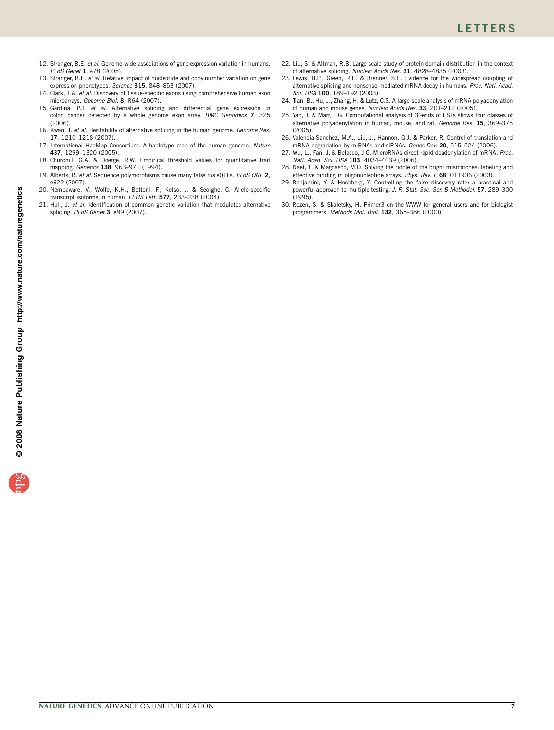12. Stranger, B.E. *et al.* Genome-wide associations of gene expression variation in humans. *PLoS Genet* **1**, e78 (2005).
13. Stranger, B.E. *et al.* Relative impact of nucleotide and copy number variation on gene expression phenotypes. *Science* **315**, 848–853 (2007).
14. Clark, T.A. *et al.* Discovery of tissue-specific exons using comprehensive human exon microarrays. *Genome Biol.* **8**, R64 (2007).
15. Gardina, P.J. *et al.* Alternative splicing and differential gene expression in colon cancer detected by a whole genome exon array. *BMC Genomics* **7**, 325 (2006).
16. Kwan, T. *et al.* Heritability of alternative splicing in the human genome. *Genome Res.* **17**, 1210–1218 (2007).
17. International HapMap Consortium. A haplotype map of the human genome. *Nature* **437**, 1299–1320 (2005).
18. Churchill, G.A. & Doerge, R.W. Empirical threshold values for quantitative trait mapping. *Genetics* **138**, 963–971 (1994).
19. Alberts, R. *et al.* Sequence polymorphisms cause many false *cis* eQTLs. *PLoS ONE* **2**, e622 (2007).
20. Nembaware, V., Wolfe, K.H., Bettoni, F., Kelso, J. & Seoighe, C. Allele-specific transcript isoforms in human. *FEBS Lett.* **577**, 233–238 (2004).
21. Hull, J. *et al.* Identification of common genetic variation that modulates alternative splicing. *PLoS Genet* **3**, e99 (2007).
22. Liu, S. & Altman, R.B. Large scale study of protein domain distribution in the context of alternative splicing. *Nucleic Acids Res.* **31**, 4828–4835 (2003).
23. Lewis, B.P., Green, R.E. & Brenner, S.E. Evidence for the widespread coupling of alternative splicing and nonsense-mediated mRNA decay in humans. *Proc. Natl. Acad. Sci. USA* **100**, 189–192 (2003).
24. Tian, B., Hu, J., Zhang, H. & Lutz, C.S. A large-scale analysis of mRNA polyadenylation of human and mouse genes. *Nucleic Acids Res.* **33**, 201–212 (2005).
25. Yan, J. & Marr, T.G. Computational analysis of 3′-ends of ESTs shows four classes of alternative polyadenylation in human, mouse, and rat. *Genome Res.* **15**, 369–375 (2005).
26. Valencia-Sanchez, M.A., Liu, J., Hannon, G.J. & Parker, R. Control of translation and mRNA degradation by miRNAs and siRNAs. *Genes Dev.* **20**, 515–524 (2006).
27. Wu, L., Fan, J. & Belasco, J.G. MicroRNAs direct rapid deadenylation of mRNA. *Proc. Natl. Acad. Sci. USA* **103**, 4034–4039 (2006).
28. Naef, F. & Magnasco, M.O. Solving the riddle of the bright mismatches: labeling and effective binding in oligonucleotide arrays. *Phys. Rev. E* **68**, 011906 (2003).
29. Benjamini, Y. & Hochberg, Y. Controlling the false discovery rate: a practical and powerful approach to multiple testing. *J. R. Stat. Soc. Ser. B Methodol.* **57**, 289–300 (1995).
30. Rozen, S. & Skaletsky, H. Primer3 on the WWW for general users and for biologist programmers. *Methods Mol. Biol.* **132**, 365–386 (2000).